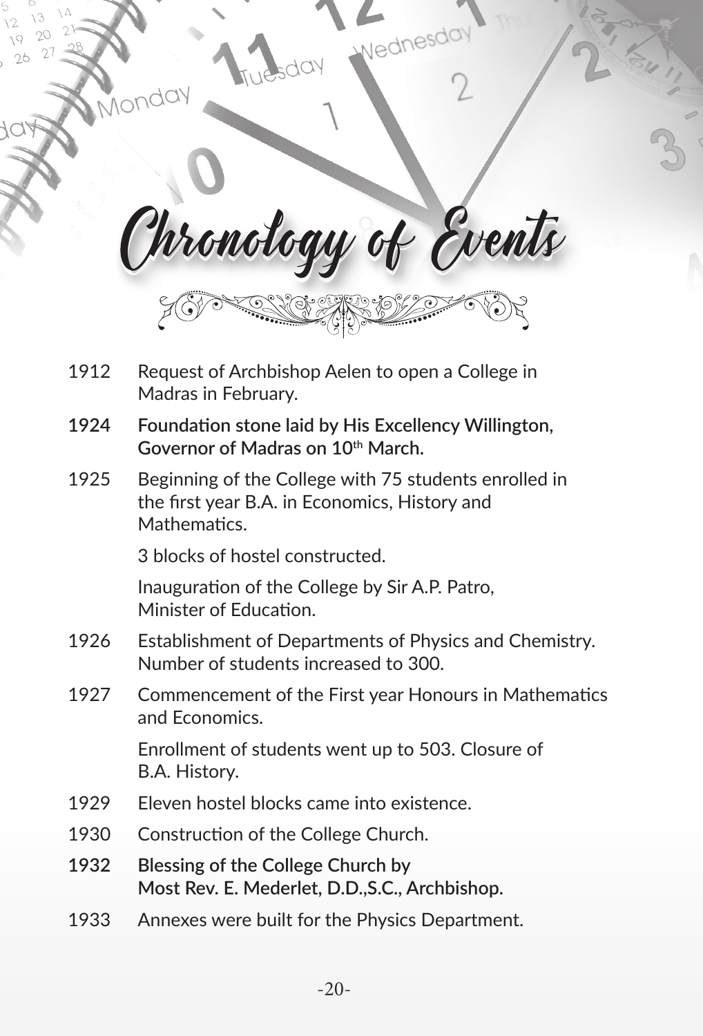# Chronology of Events

| | |
|---|---|
| 1912 | Request of Archbishop Aelen to open a College in Madras in February. |
| **1924** | **Foundation stone laid by His Excellency Willington, Governor of Madras on 10th March.** |
| 1925 | Beginning of the College with 75 students enrolled in the first year B.A. in Economics, History and Mathematics. |
| | 3 blocks of hostel constructed. |
| | Inauguration of the College by Sir A.P. Patro, Minister of Education. |
| 1926 | Establishment of Departments of Physics and Chemistry. Number of students increased to 300. |
| 1927 | Commencement of the First year Honours in Mathematics and Economics. |
| | Enrollment of students went up to 503. Closure of B.A. History. |
| 1929 | Eleven hostel blocks came into existence. |
| 1930 | Construction of the College Church. |
| **1932** | **Blessing of the College Church by Most Rev. E. Mederlet, D.D.,S.C., Archbishop.** |
| 1933 | Annexes were built for the Physics Department. |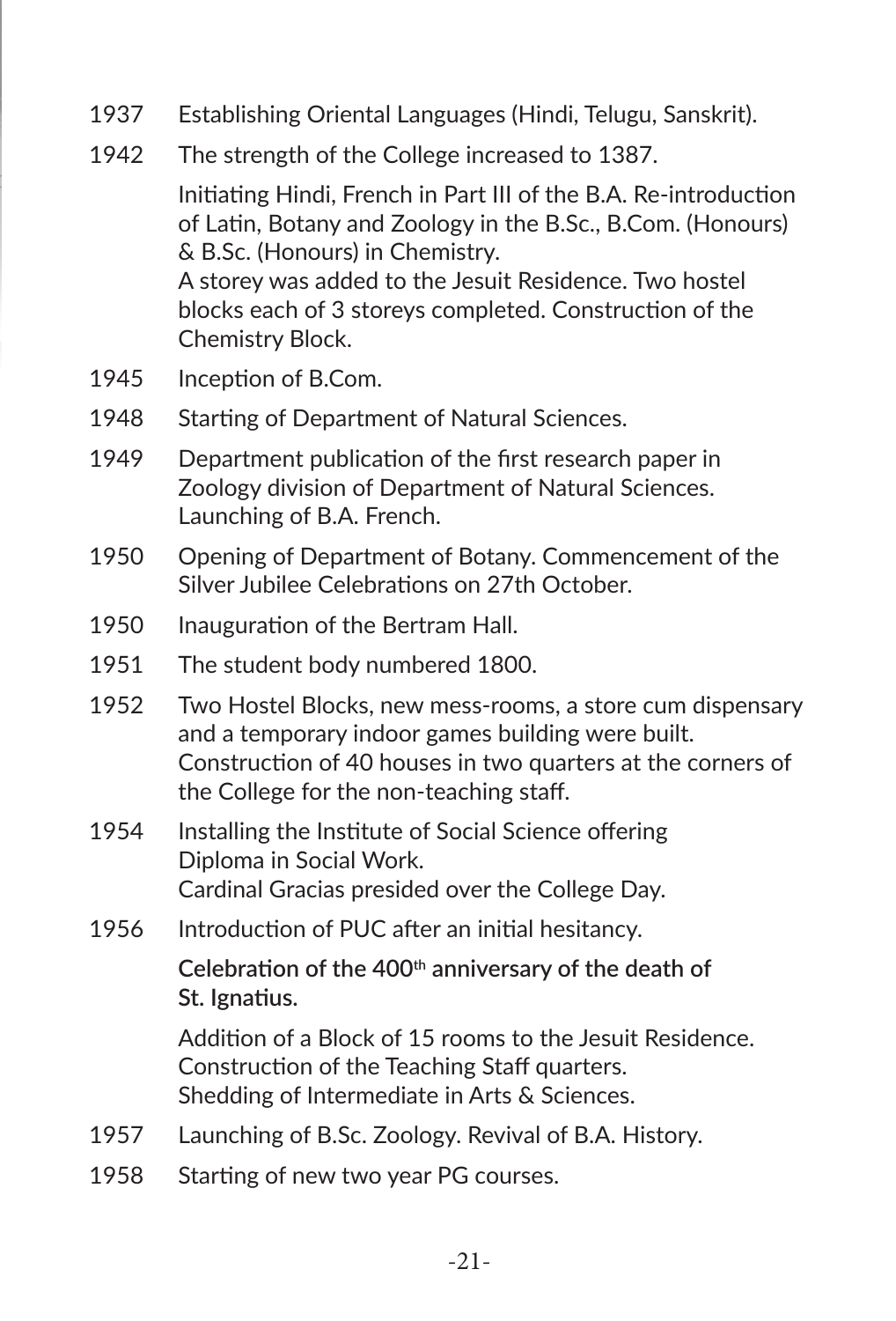1937 Establishing Oriental Languages (Hindi, Telugu, Sanskrit).

1942 The strength of the College increased to 1387.

Initiating Hindi, French in Part III of the B.A. Re-introduction of Latin, Botany and Zoology in the B.Sc., B.Com. (Honours) & B.Sc. (Honours) in Chemistry.
A storey was added to the Jesuit Residence. Two hostel blocks each of 3 storeys completed. Construction of the Chemistry Block.

1945 Inception of B.Com.

1948 Starting of Department of Natural Sciences.

1949 Department publication of the first research paper in Zoology division of Department of Natural Sciences. Launching of B.A. French.

1950 Opening of Department of Botany. Commencement of the Silver Jubilee Celebrations on 27th October.

1950 Inauguration of the Bertram Hall.

1951 The student body numbered 1800.

1952 Two Hostel Blocks, new mess-rooms, a store cum dispensary and a temporary indoor games building were built. Construction of 40 houses in two quarters at the corners of the College for the non-teaching staff.

1954 Installing the Institute of Social Science offering Diploma in Social Work.
Cardinal Gracias presided over the College Day.

1956 Introduction of PUC after an initial hesitancy.

**Celebration of the 400th anniversary of the death of St. Ignatius.**

Addition of a Block of 15 rooms to the Jesuit Residence.
Construction of the Teaching Staff quarters.
Shedding of Intermediate in Arts & Sciences.

1957 Launching of B.Sc. Zoology. Revival of B.A. History.

1958 Starting of new two year PG courses.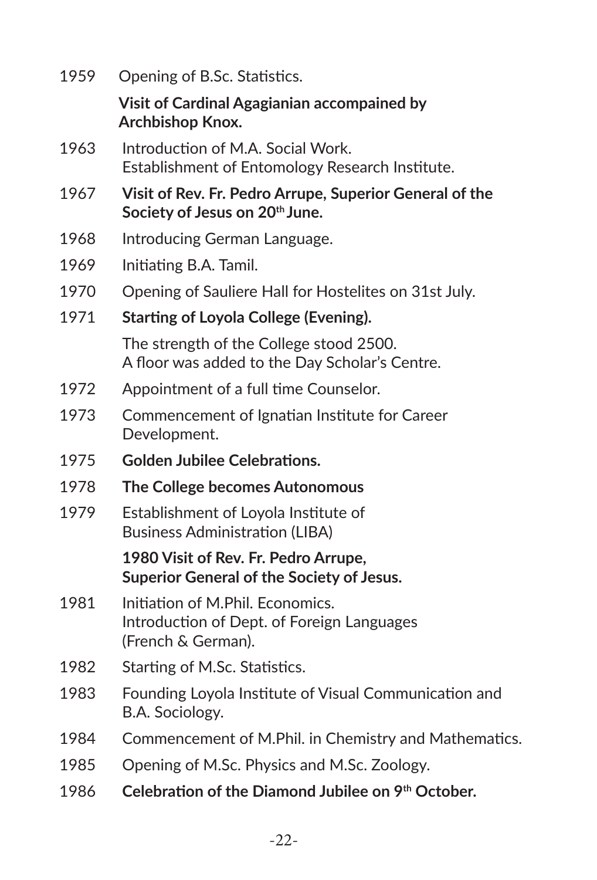1959 Opening of B.Sc. Statistics.

**Visit of Cardinal Agagianian accompained by Archbishop Knox.**

1963 Introduction of M.A. Social Work.
Establishment of Entomology Research Institute.

1967 **Visit of Rev. Fr. Pedro Arrupe, Superior General of the Society of Jesus on 20th June.**

1968 Introducing German Language.

1969 Initiating B.A. Tamil.

1970 Opening of Sauliere Hall for Hostelites on 31st July.

1971 **Starting of Loyola College (Evening).**

The strength of the College stood 2500.
A floor was added to the Day Scholar's Centre.

1972 Appointment of a full time Counselor.

1973 Commencement of Ignatian Institute for Career Development.

1975 **Golden Jubilee Celebrations.**

1978 **The College becomes Autonomous**

1979 Establishment of Loyola Institute of Business Administration (LIBA)

**1980 Visit of Rev. Fr. Pedro Arrupe, Superior General of the Society of Jesus.**

1981 Initiation of M.Phil. Economics.
Introduction of Dept. of Foreign Languages (French & German).

1982 Starting of M.Sc. Statistics.

1983 Founding Loyola Institute of Visual Communication and B.A. Sociology.

1984 Commencement of M.Phil. in Chemistry and Mathematics.

1985 Opening of M.Sc. Physics and M.Sc. Zoology.

1986 **Celebration of the Diamond Jubilee on 9th October.**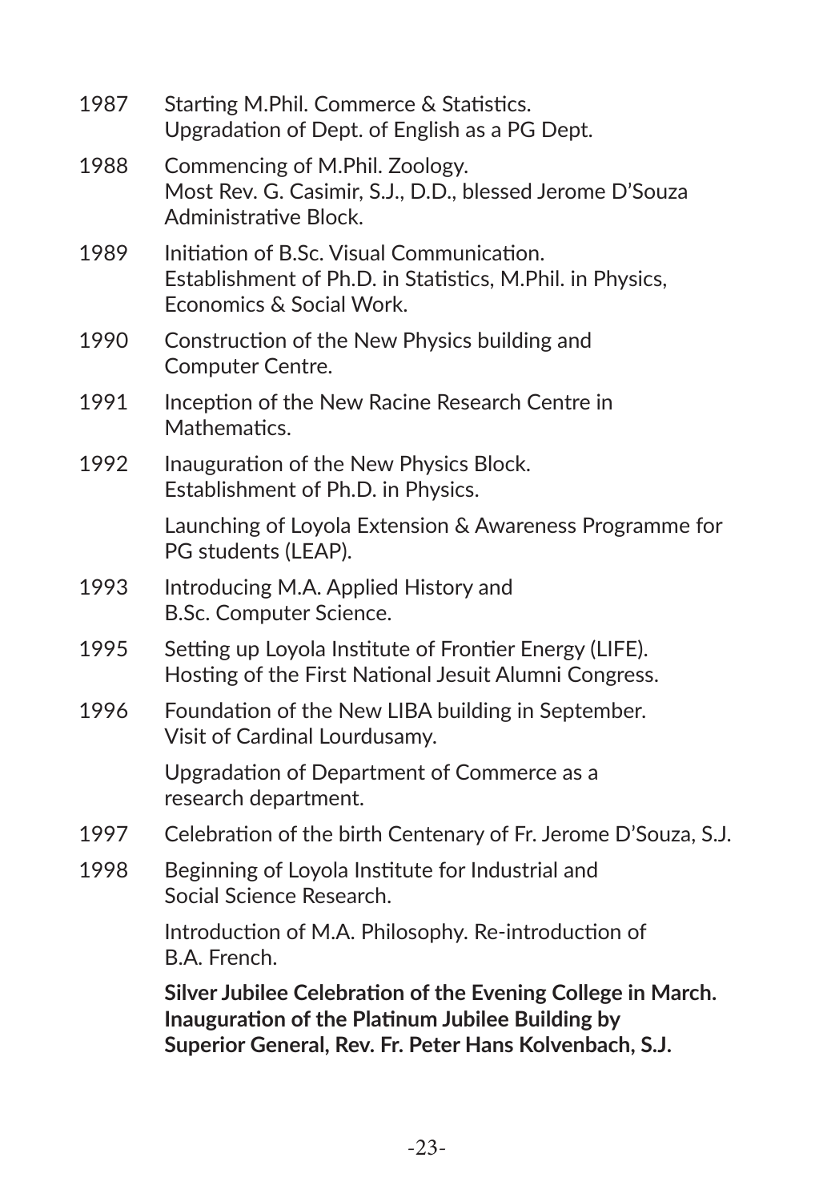1987 Starting M.Phil. Commerce & Statistics.
Upgradation of Dept. of English as a PG Dept.

1988 Commencing of M.Phil. Zoology.
Most Rev. G. Casimir, S.J., D.D., blessed Jerome D'Souza Administrative Block.

1989 Initiation of B.Sc. Visual Communication.
Establishment of Ph.D. in Statistics, M.Phil. in Physics, Economics & Social Work.

1990 Construction of the New Physics building and Computer Centre.

1991 Inception of the New Racine Research Centre in Mathematics.

1992 Inauguration of the New Physics Block.
Establishment of Ph.D. in Physics.

Launching of Loyola Extension & Awareness Programme for PG students (LEAP).

1993 Introducing M.A. Applied History and B.Sc. Computer Science.

1995 Setting up Loyola Institute of Frontier Energy (LIFE).
Hosting of the First National Jesuit Alumni Congress.

1996 Foundation of the New LIBA building in September.
Visit of Cardinal Lourdusamy.

Upgradation of Department of Commerce as a research department.

1997 Celebration of the birth Centenary of Fr. Jerome D'Souza, S.J.

1998 Beginning of Loyola Institute for Industrial and Social Science Research.

Introduction of M.A. Philosophy. Re-introduction of B.A. French.

**Silver Jubilee Celebration of the Evening College in March.**
**Inauguration of the Platinum Jubilee Building by Superior General, Rev. Fr. Peter Hans Kolvenbach, S.J.**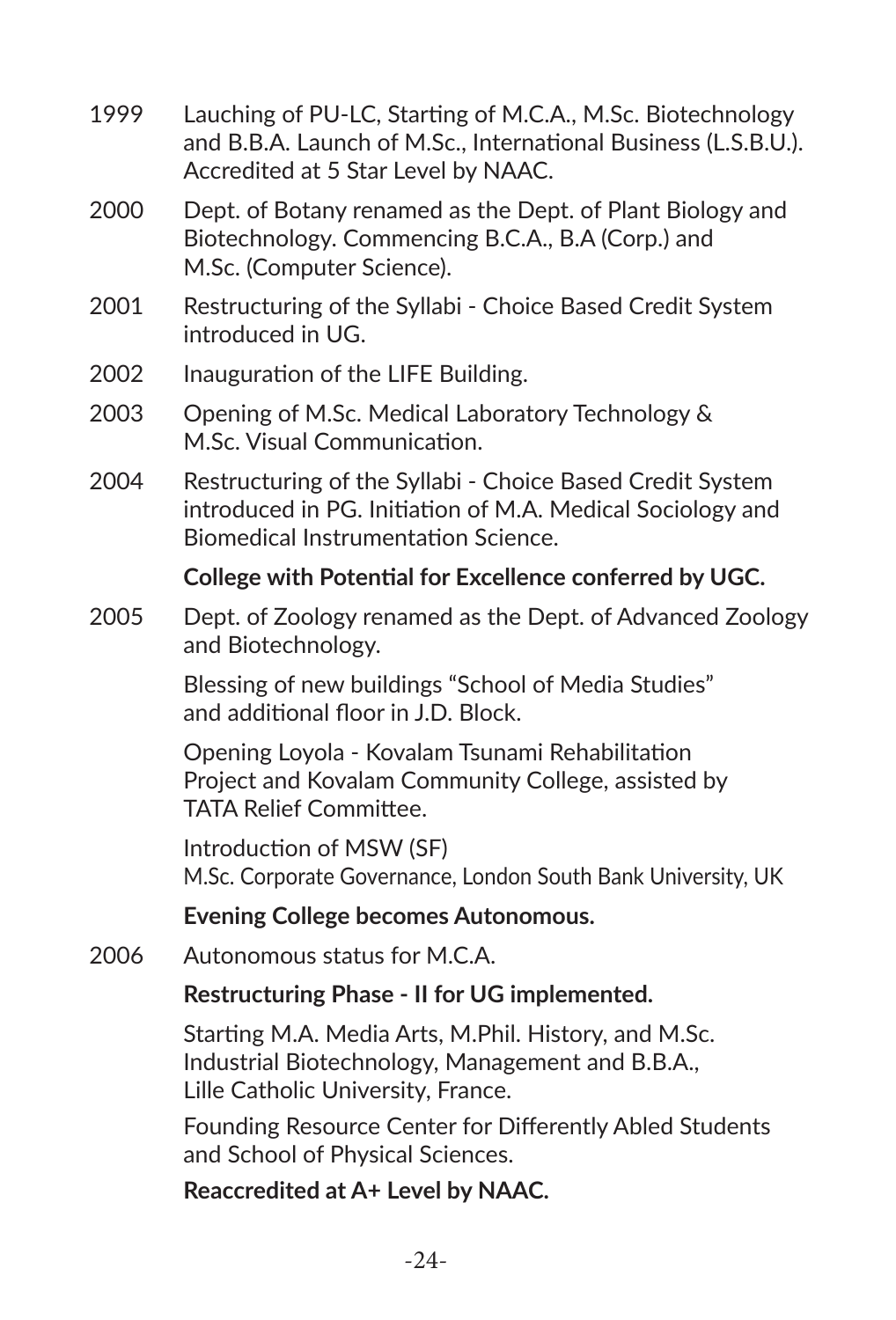1999 Lauching of PU-LC, Starting of M.C.A., M.Sc. Biotechnology and B.B.A. Launch of M.Sc., International Business (L.S.B.U.). Accredited at 5 Star Level by NAAC.

2000 Dept. of Botany renamed as the Dept. of Plant Biology and Biotechnology. Commencing B.C.A., B.A (Corp.) and M.Sc. (Computer Science).

2001 Restructuring of the Syllabi - Choice Based Credit System introduced in UG.

2002 Inauguration of the LIFE Building.

2003 Opening of M.Sc. Medical Laboratory Technology & M.Sc. Visual Communication.

2004 Restructuring of the Syllabi - Choice Based Credit System introduced in PG. Initiation of M.A. Medical Sociology and Biomedical Instrumentation Science.

**College with Potential for Excellence conferred by UGC.**

2005 Dept. of Zoology renamed as the Dept. of Advanced Zoology and Biotechnology.

Blessing of new buildings "School of Media Studies" and additional floor in J.D. Block.

Opening Loyola - Kovalam Tsunami Rehabilitation Project and Kovalam Community College, assisted by TATA Relief Committee.

Introduction of MSW (SF)
M.Sc. Corporate Governance, London South Bank University, UK

**Evening College becomes Autonomous.**

2006 Autonomous status for M.C.A.

**Restructuring Phase - II for UG implemented.**

Starting M.A. Media Arts, M.Phil. History, and M.Sc. Industrial Biotechnology, Management and B.B.A., Lille Catholic University, France.

Founding Resource Center for Differently Abled Students and School of Physical Sciences.

**Reaccredited at A+ Level by NAAC.**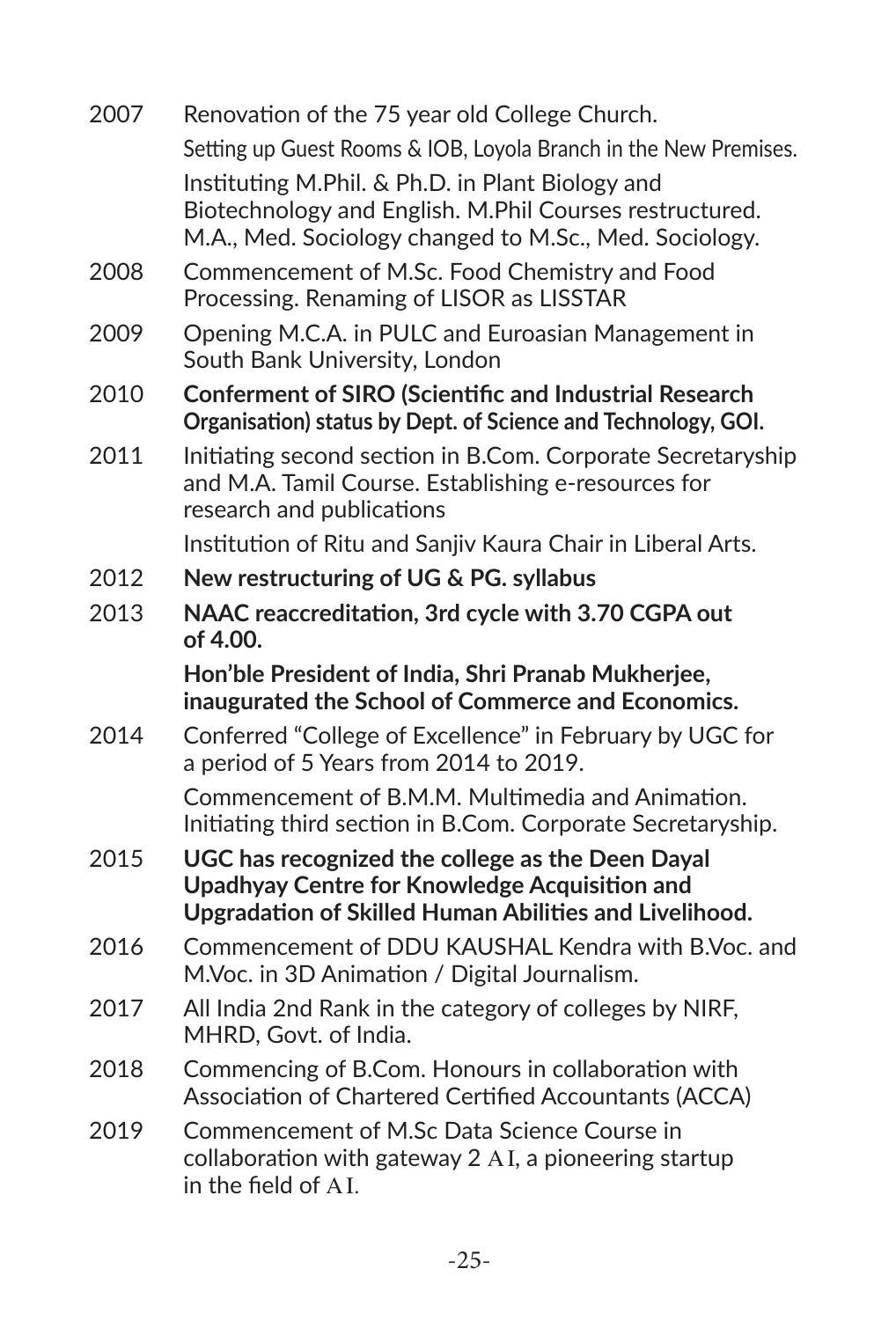| | |
|---|---|
| 2007 | Renovation of the 75 year old College Church. |
| | Setting up Guest Rooms & IOB, Loyola Branch in the New Premises. |
| | Instituting M.Phil. & Ph.D. in Plant Biology and Biotechnology and English. M.Phil Courses restructured. M.A., Med. Sociology changed to M.Sc., Med. Sociology. |
| 2008 | Commencement of M.Sc. Food Chemistry and Food Processing. Renaming of LISOR as LISSTAR |
| 2009 | Opening M.C.A. in PULC and Euroasian Management in South Bank University, London |
| 2010 | **Conferment of SIRO (Scientific and Industrial Research Organisation) status by Dept. of Science and Technology, GOI.** |
| 2011 | Initiating second section in B.Com. Corporate Secretaryship and M.A. Tamil Course. Establishing e-resources for research and publications |
| | Institution of Ritu and Sanjiv Kaura Chair in Liberal Arts. |
| 2012 | **New restructuring of UG & PG. syllabus** |
| 2013 | **NAAC reaccreditation, 3rd cycle with 3.70 CGPA out of 4.00.** |
| | **Hon'ble President of India, Shri Pranab Mukherjee, inaugurated the School of Commerce and Economics.** |
| 2014 | Conferred "College of Excellence" in February by UGC for a period of 5 Years from 2014 to 2019. |
| | Commencement of B.M.M. Multimedia and Animation. Initiating third section in B.Com. Corporate Secretaryship. |
| 2015 | **UGC has recognized the college as the Deen Dayal Upadhyay Centre for Knowledge Acquisition and Upgradation of Skilled Human Abilities and Livelihood.** |
| 2016 | Commencement of DDU KAUSHAL Kendra with B.Voc. and M.Voc. in 3D Animation / Digital Journalism. |
| 2017 | All India 2nd Rank in the category of colleges by NIRF, MHRD, Govt. of India. |
| 2018 | Commencing of B.Com. Honours in collaboration with Association of Chartered Certified Accountants (ACCA) |
| 2019 | Commencement of M.Sc Data Science Course in collaboration with gateway 2 AI, a pioneering startup in the field of AI. |